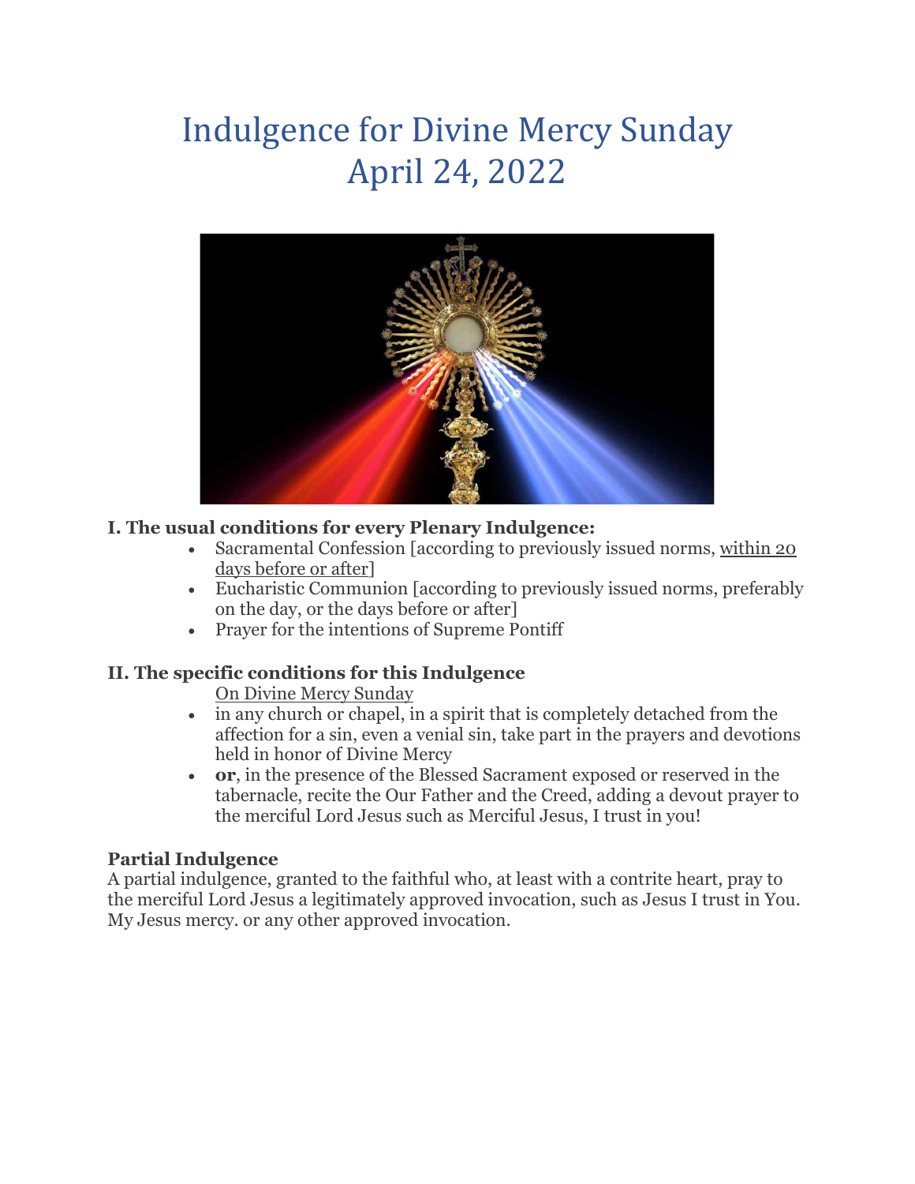# Indulgence for Divine Mercy Sunday
# April 24, 2022

**I. The usual conditions for every Plenary Indulgence:**

- Sacramental Confession [according to previously issued norms, <u>within 20 days before or after</u>]
- Eucharistic Communion [according to previously issued norms, preferably on the day, or the days before or after]
- Prayer for the intentions of Supreme Pontiff

**II. The specific conditions for this Indulgence**

<u>On Divine Mercy Sunday</u>

- in any church or chapel, in a spirit that is completely detached from the affection for a sin, even a venial sin, take part in the prayers and devotions held in honor of Divine Mercy
- **or**, in the presence of the Blessed Sacrament exposed or reserved in the tabernacle, recite the Our Father and the Creed, adding a devout prayer to the merciful Lord Jesus such as Merciful Jesus, I trust in you!

**Partial Indulgence**

A partial indulgence, granted to the faithful who, at least with a contrite heart, pray to the merciful Lord Jesus a legitimately approved invocation, such as Jesus I trust in You. My Jesus mercy. or any other approved invocation.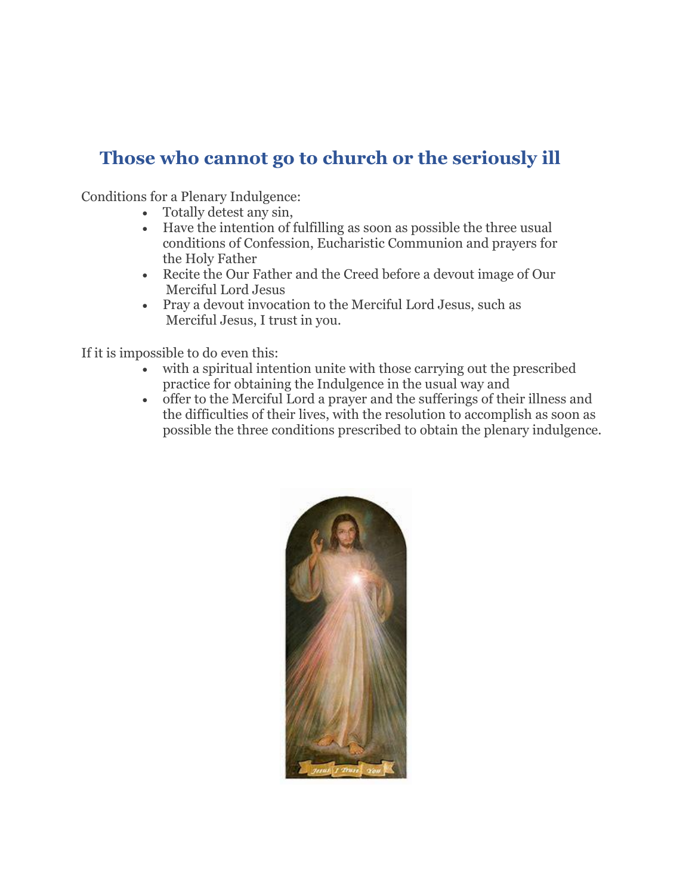## Those who cannot go to church or the seriously ill

Conditions for a Plenary Indulgence:

- Totally detest any sin,
- Have the intention of fulfilling as soon as possible the three usual conditions of Confession, Eucharistic Communion and prayers for the Holy Father
- Recite the Our Father and the Creed before a devout image of Our Merciful Lord Jesus
- Pray a devout invocation to the Merciful Lord Jesus, such as Merciful Jesus, I trust in you.

If it is impossible to do even this:

- with a spiritual intention unite with those carrying out the prescribed practice for obtaining the Indulgence in the usual way and
- offer to the Merciful Lord a prayer and the sufferings of their illness and the difficulties of their lives, with the resolution to accomplish as soon as possible the three conditions prescribed to obtain the plenary indulgence.